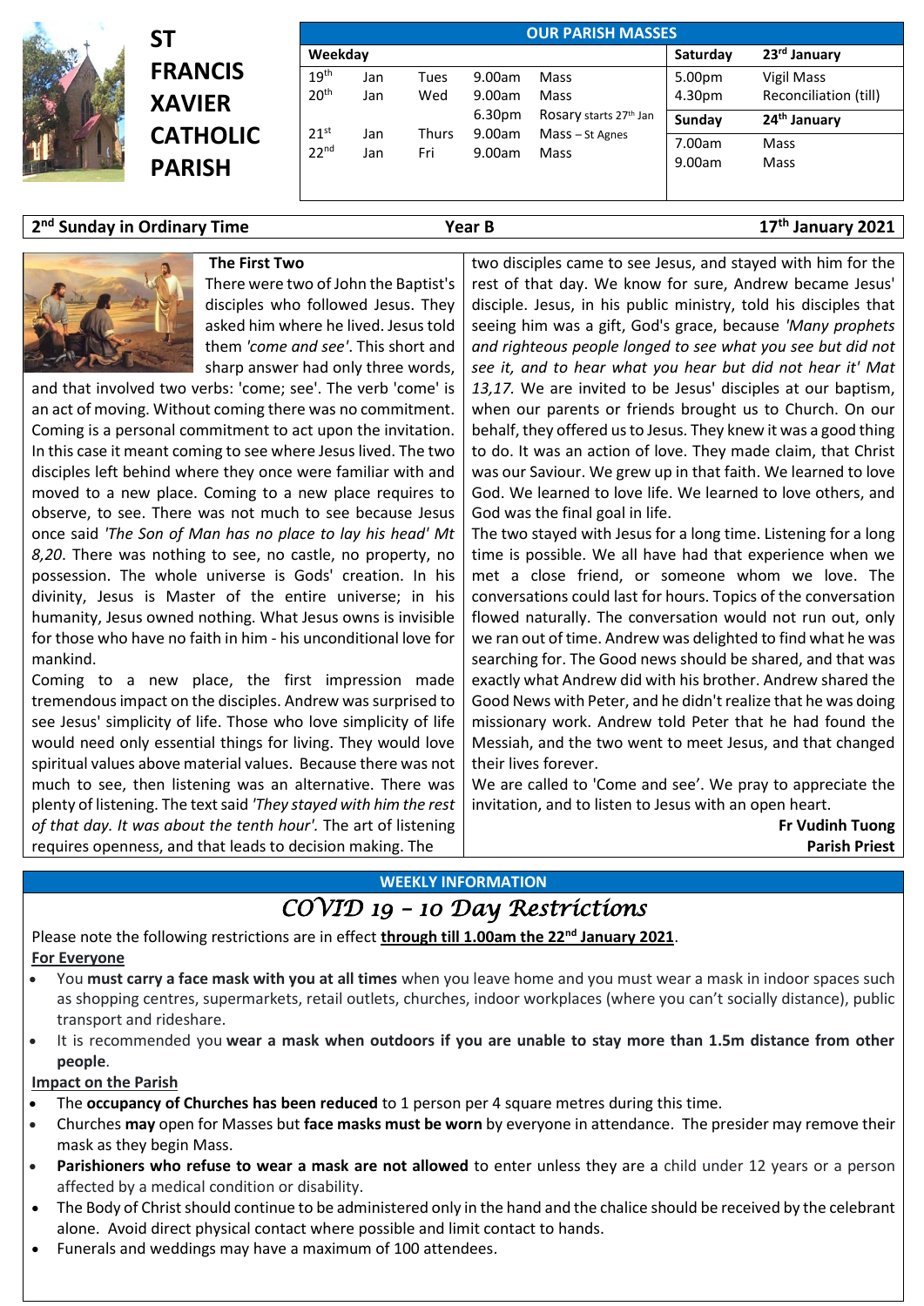# ST FRANCIS XAVIER CATHOLIC PARISH

**OUR PARISH MASSES**

| Weekday | | | | | Saturday | 23rd January |
|---|---|---|---|---|---|---|
| 19th | Jan | Tues | 9.00am | Mass | 5.00pm | Vigil Mass |
| 20th | Jan | Wed | 9.00am | Mass | 4.30pm | Reconciliation (till) |
| | | | 6.30pm | Rosary starts 27th Jan | **Sunday** | **24th January** |
| 21st | Jan | Thurs | 9.00am | Mass – St Agnes | 7.00am | Mass |
| 22nd | Jan | Fri | 9.00am | Mass | 9.00am | Mass |

**2nd Sunday in Ordinary Time** | **Year B** | **17th January 2021**

### The First Two

There were two of John the Baptist's disciples who followed Jesus. They asked him where he lived. Jesus told them *'come and see'*. This short and sharp answer had only three words, and that involved two verbs: 'come; see'. The verb 'come' is an act of moving. Without coming there was no commitment. Coming is a personal commitment to act upon the invitation. In this case it meant coming to see where Jesus lived. The two disciples left behind where they once were familiar with and moved to a new place. Coming to a new place requires to observe, to see. There was not much to see because Jesus once said *'The Son of Man has no place to lay his head' Mt 8,20.* There was nothing to see, no castle, no property, no possession. The whole universe is Gods' creation. In his divinity, Jesus is Master of the entire universe; in his humanity, Jesus owned nothing. What Jesus owns is invisible for those who have no faith in him - his unconditional love for mankind.

Coming to a new place, the first impression made tremendous impact on the disciples. Andrew was surprised to see Jesus' simplicity of life. Those who love simplicity of life would need only essential things for living. They would love spiritual values above material values. Because there was not much to see, then listening was an alternative. There was plenty of listening. The text said *'They stayed with him the rest of that day. It was about the tenth hour'.* The art of listening requires openness, and that leads to decision making. The two disciples came to see Jesus, and stayed with him for the rest of that day. We know for sure, Andrew became Jesus' disciple. Jesus, in his public ministry, told his disciples that seeing him was a gift, God's grace, because *'Many prophets and righteous people longed to see what you see but did not see it, and to hear what you hear but did not hear it' Mat 13,17.* We are invited to be Jesus' disciples at our baptism, when our parents or friends brought us to Church. On our behalf, they offered us to Jesus. They knew it was a good thing to do. It was an action of love. They made claim, that Christ was our Saviour. We grew up in that faith. We learned to love God. We learned to love life. We learned to love others, and God was the final goal in life.

The two stayed with Jesus for a long time. Listening for a long time is possible. We all have had that experience when we met a close friend, or someone whom we love. The conversations could last for hours. Topics of the conversation flowed naturally. The conversation would not run out, only we ran out of time. Andrew was delighted to find what he was searching for. The Good news should be shared, and that was exactly what Andrew did with his brother. Andrew shared the Good News with Peter, and he didn't realize that he was doing missionary work. Andrew told Peter that he had found the Messiah, and the two went to meet Jesus, and that changed their lives forever.

We are called to 'Come and see'. We pray to appreciate the invitation, and to listen to Jesus with an open heart.

**Fr Vudinh Tuong**
**Parish Priest**

## WEEKLY INFORMATION

## *COVID 19 – 10 Day Restrictions*

Please note the following restrictions are in effect **through till 1.00am the 22nd January 2021**.

**For Everyone**

- You **must carry a face mask with you at all times** when you leave home and you must wear a mask in indoor spaces such as shopping centres, supermarkets, retail outlets, churches, indoor workplaces (where you can't socially distance), public transport and rideshare.
- It is recommended you **wear a mask when outdoors if you are unable to stay more than 1.5m distance from other people**.

**Impact on the Parish**

- The **occupancy of Churches has been reduced** to 1 person per 4 square metres during this time.
- Churches **may** open for Masses but **face masks must be worn** by everyone in attendance. The presider may remove their mask as they begin Mass.
- **Parishioners who refuse to wear a mask are not allowed** to enter unless they are a child under 12 years or a person affected by a medical condition or disability.
- The Body of Christ should continue to be administered only in the hand and the chalice should be received by the celebrant alone. Avoid direct physical contact where possible and limit contact to hands.
- Funerals and weddings may have a maximum of 100 attendees.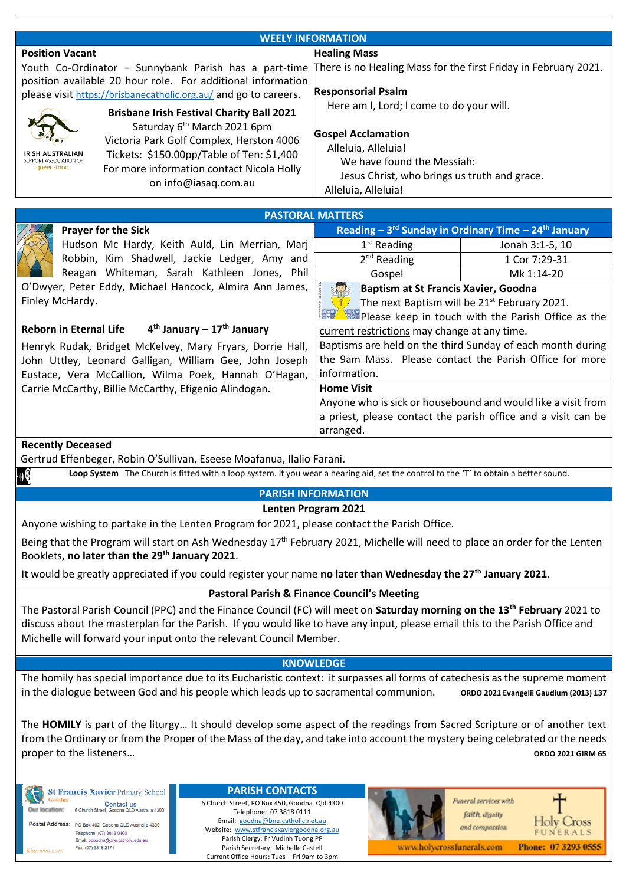## WEELY INFORMATION

### Position Vacant

Youth Co-Ordinator – Sunnybank Parish has a part-time position available 20 hour role. For additional information please visit https://brisbanecatholic.org.au/ and go to careers.

IRISH AUSTRALIAN SUPPORT ASSOCIATION OF queensland

**Brisbane Irish Festival Charity Ball 2021**

Saturday 6th March 2021 6pm
Victoria Park Golf Complex, Herston 4006
Tickets: $150.00pp/Table of Ten: $1,400
For more information contact Nicola Holly on info@iasaq.com.au

### Healing Mass

There is no Healing Mass for the first Friday in February 2021.

### Responsorial Psalm

Here am I, Lord; I come to do your will.

### Gospel Acclamation

Alleluia, Alleluia!
We have found the Messiah:
Jesus Christ, who brings us truth and grace.
Alleluia, Alleluia!

## PASTORAL MATTERS

### Prayer for the Sick

Hudson Mc Hardy, Keith Auld, Lin Merrian, Marj Robbin, Kim Shadwell, Jackie Ledger, Amy and Reagan Whiteman, Sarah Kathleen Jones, Phil O'Dwyer, Peter Eddy, Michael Hancock, Almira Ann James, Finley McHardy.

### Reborn in Eternal Life 4th January – 17th January

Henryk Rudak, Bridget McKelvey, Mary Fryars, Dorrie Hall, John Uttley, Leonard Galligan, William Gee, John Joseph Eustace, Vera McCallion, Wilma Poek, Hannah O'Hagan, Carrie McCarthy, Billie McCarthy, Efigenio Alindogan.

### Reading – 3rd Sunday in Ordinary Time – 24th January

| | |
|---|---|
| 1st Reading | Jonah 3:1-5, 10 |
| 2nd Reading | 1 Cor 7:29-31 |
| Gospel | Mk 1:14-20 |

### Baptism at St Francis Xavier, Goodna

The next Baptism will be 21st February 2021.
Please keep in touch with the Parish Office as the current restrictions may change at any time.
Baptisms are held on the third Sunday of each month during the 9am Mass. Please contact the Parish Office for more information.

### Home Visit

Anyone who is sick or housebound and would like a visit from a priest, please contact the parish office and a visit can be arranged.

### Recently Deceased

Gertrud Effenberger, Robin O'Sullivan, Eseese Moafanua, Ilalio Farani.

**Loop System** The Church is fitted with a loop system. If you wear a hearing aid, set the control to the 'T' to obtain a better sound.

## PARISH INFORMATION

### Lenten Program 2021

Anyone wishing to partake in the Lenten Program for 2021, please contact the Parish Office.

Being that the Program will start on Ash Wednesday 17th February 2021, Michelle will need to place an order for the Lenten Booklets, **no later than the 29th January 2021**.

It would be greatly appreciated if you could register your name **no later than Wednesday the 27th January 2021**.

### Pastoral Parish & Finance Council's Meeting

The Pastoral Parish Council (PPC) and the Finance Council (FC) will meet on **Saturday morning on the 13th February** 2021 to discuss about the masterplan for the Parish. If you would like to have any input, please email this to the Parish Office and Michelle will forward your input onto the relevant Council Member.

## KNOWLEDGE

The homily has special importance due to its Eucharistic context: it surpasses all forms of catechesis as the supreme moment in the dialogue between God and his people which leads up to sacramental communion. **ORDO 2021 Evangelii Gaudium (2013) 137**

The **HOMILY** is part of the liturgy… It should develop some aspect of the readings from Sacred Scripture or of another text from the Ordinary or from the Proper of the Mass of the day, and take into account the mystery being celebrated or the needs proper to the listeners… **ORDO 2021 GIRM 65**

**St Francis Xavier Primary School** Goodna

Our location: 6 Church Street, Goodna QLD Australia 4300
Postal Address: PO Box 402, Goodna QLD Australia 4300
Contact us
Telephone: (07) 3818 0100
Email: pgoodna@bne.catholic.edu.au
Fax: (07) 3818 2171
Kids who care

## PARISH CONTACTS

6 Church Street, PO Box 450, Goodna Qld 4300
Telephone: 07 3818 0111
Email: goodna@bne.catholic.net.au
Website: www.stfrancisxaviergoodna.org.au
Parish Clergy: Fr Vudinh Tuong PP
Parish Secretary: Michelle Castell
Current Office Hours: Tues – Fri 9am to 3pm

Funeral services with faith, dignity and compassion
Holy Cross FUNERALS
www.holycrossfunerals.com Phone: 07 3293 0555